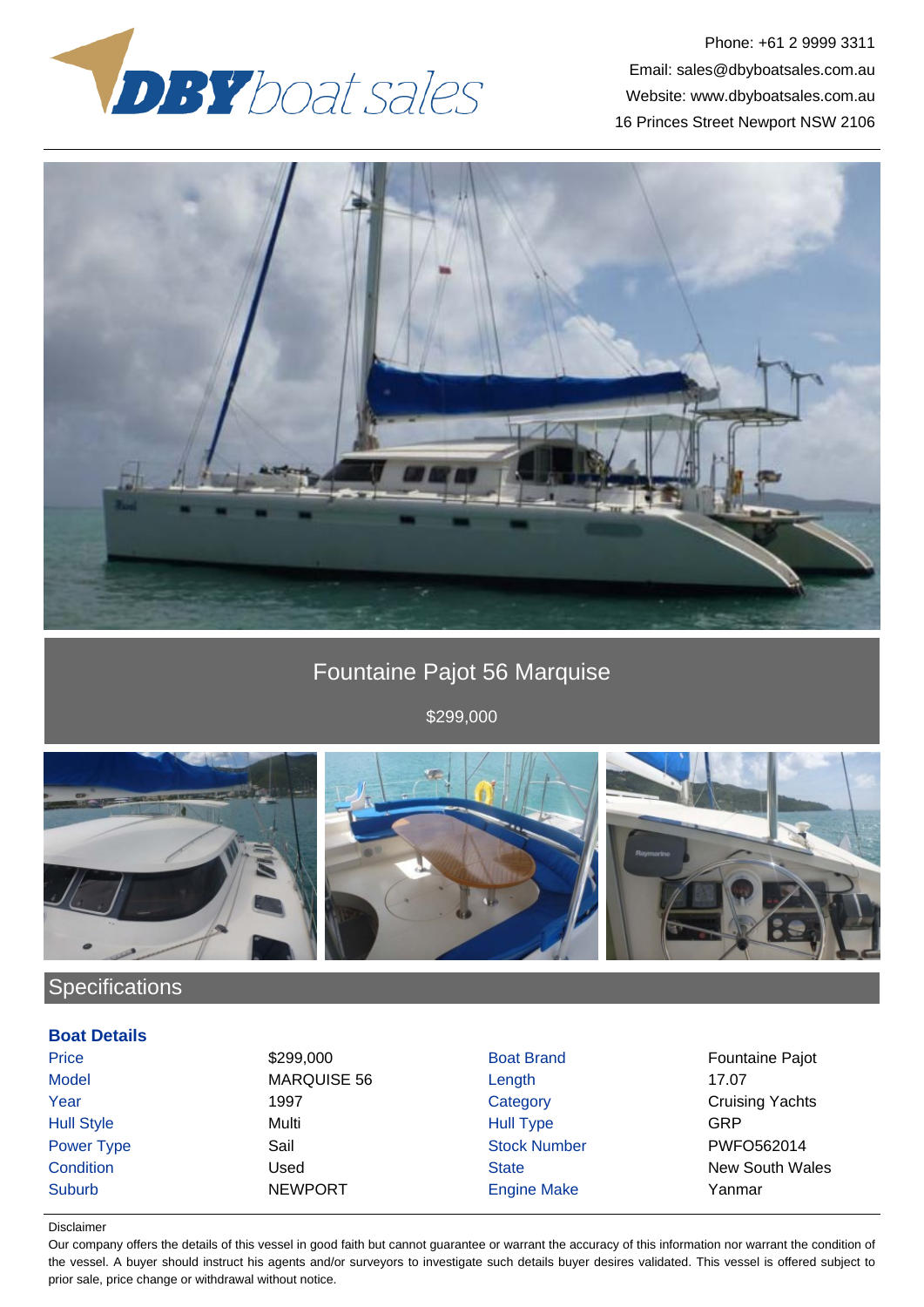Phone: +61 2 9999 3311
Email: sales@dbyboatsales.com.au
Website: www.dbyboatsales.com.au
16 Princes Street Newport NSW 2106

# Fountaine Pajot 56 Marquise

$299,000

## Specifications

### Boat Details

| | | | |
|---|---|---|---|
| Price | $299,000 | Boat Brand | Fountaine Pajot |
| Model | MARQUISE 56 | Length | 17.07 |
| Year | 1997 | Category | Cruising Yachts |
| Hull Style | Multi | Hull Type | GRP |
| Power Type | Sail | Stock Number | PWFO562014 |
| Condition | Used | State | New South Wales |
| Suburb | NEWPORT | Engine Make | Yanmar |

Disclaimer

Our company offers the details of this vessel in good faith but cannot guarantee or warrant the accuracy of this information nor warrant the condition of the vessel. A buyer should instruct his agents and/or surveyors to investigate such details buyer desires validated. This vessel is offered subject to prior sale, price change or withdrawal without notice.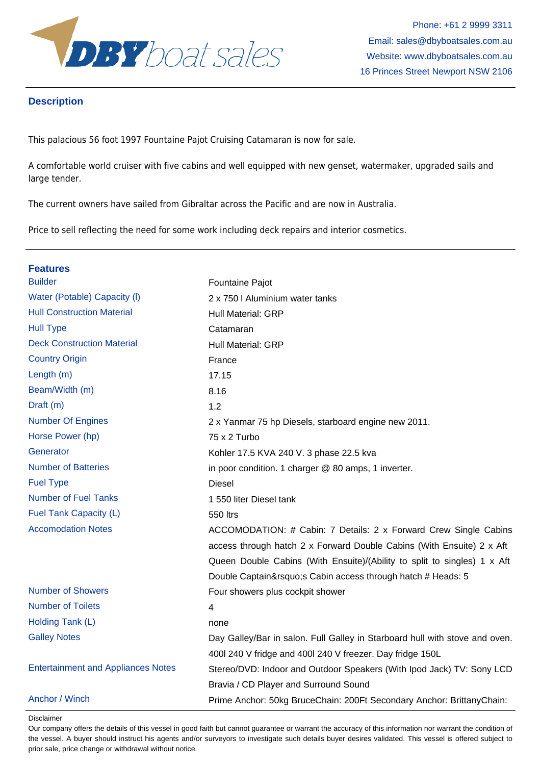Phone: +61 2 9999 3311
Email: sales@dbyboatsales.com.au
Website: www.dbyboatsales.com.au
16 Princes Street Newport NSW 2106

## Description

This palacious 56 foot 1997 Fountaine Pajot Cruising Catamaran is now for sale.

A comfortable world cruiser with five cabins and well equipped with new genset, watermaker, upgraded sails and large tender.

The current owners have sailed from Gibraltar across the Pacific and are now in Australia.

Price to sell reflecting the need for some work including deck repairs and interior cosmetics.

## Features

| | |
|---|---|
| Builder | Fountaine Pajot |
| Water (Potable) Capacity (l) | 2 x 750 l Aluminium water tanks |
| Hull Construction Material | Hull Material: GRP |
| Hull Type | Catamaran |
| Deck Construction Material | Hull Material: GRP |
| Country Origin | France |
| Length (m) | 17.15 |
| Beam/Width (m) | 8.16 |
| Draft (m) | 1.2 |
| Number Of Engines | 2 x Yanmar 75 hp Diesels, starboard engine new 2011. |
| Horse Power (hp) | 75 x 2 Turbo |
| Generator | Kohler 17.5 KVA 240 V. 3 phase 22.5 kva |
| Number of Batteries | in poor condition. 1 charger @ 80 amps, 1 inverter. |
| Fuel Type | Diesel |
| Number of Fuel Tanks | 1 550 liter Diesel tank |
| Fuel Tank Capacity (L) | 550 ltrs |
| Accomodation Notes | ACCOMODATION: # Cabin: 7 Details: 2 x Forward Crew Single Cabins access through hatch 2 x Forward Double Cabins (With Ensuite) 2 x Aft Queen Double Cabins (With Ensuite)/(Ability to split to singles) 1 x Aft Double Captain&rsquo;s Cabin access through hatch # Heads: 5 |
| Number of Showers | Four showers plus cockpit shower |
| Number of Toilets | 4 |
| Holding Tank (L) | none |
| Galley Notes | Day Galley/Bar in salon. Full Galley in Starboard hull with stove and oven. 400l 240 V fridge and 400l 240 V freezer. Day fridge 150L |
| Entertainment and Appliances Notes | Stereo/DVD: Indoor and Outdoor Speakers (With Ipod Jack) TV: Sony LCD Bravia / CD Player and Surround Sound |
| Anchor / Winch | Prime Anchor: 50kg BruceChain: 200Ft Secondary Anchor: BrittanyChain: |

Disclaimer
Our company offers the details of this vessel in good faith but cannot guarantee or warrant the accuracy of this information nor warrant the condition of the vessel. A buyer should instruct his agents and/or surveyors to investigate such details buyer desires validated. This vessel is offered subject to prior sale, price change or withdrawal without notice.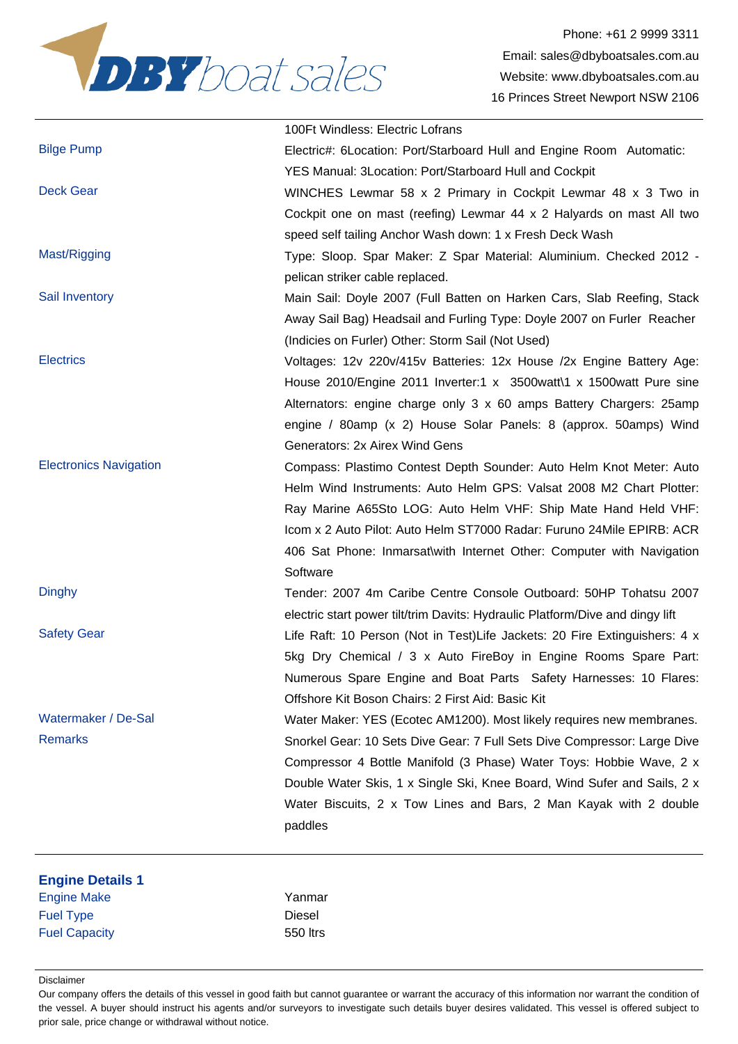| | |
|---|---|
| | 100Ft Windless: Electric Lofrans |
| Bilge Pump | Electric#: 6Location: Port/Starboard Hull and Engine Room Automatic: YES Manual: 3Location: Port/Starboard Hull and Cockpit |
| Deck Gear | WINCHES Lewmar 58 x 2 Primary in Cockpit Lewmar 48 x 3 Two in Cockpit one on mast (reefing) Lewmar 44 x 2 Halyards on mast All two speed self tailing Anchor Wash down: 1 x Fresh Deck Wash |
| Mast/Rigging | Type: Sloop. Spar Maker: Z Spar Material: Aluminium. Checked 2012 - pelican striker cable replaced. |
| Sail Inventory | Main Sail: Doyle 2007 (Full Batten on Harken Cars, Slab Reefing, Stack Away Sail Bag) Headsail and Furling Type: Doyle 2007 on Furler Reacher (Indicies on Furler) Other: Storm Sail (Not Used) |
| Electrics | Voltages: 12v 220v/415v Batteries: 12x House /2x Engine Battery Age: House 2010/Engine 2011 Inverter:1 x 3500watt\1 x 1500watt Pure sine Alternators: engine charge only 3 x 60 amps Battery Chargers: 25amp engine / 80amp (x 2) House Solar Panels: 8 (approx. 50amps) Wind Generators: 2x Airex Wind Gens |
| Electronics Navigation | Compass: Plastimo Contest Depth Sounder: Auto Helm Knot Meter: Auto Helm Wind Instruments: Auto Helm GPS: Valsat 2008 M2 Chart Plotter: Ray Marine A65Sto LOG: Auto Helm VHF: Ship Mate Hand Held VHF: Icom x 2 Auto Pilot: Auto Helm ST7000 Radar: Furuno 24Mile EPIRB: ACR 406 Sat Phone: Inmarsat\with Internet Other: Computer with Navigation Software |
| Dinghy | Tender: 2007 4m Caribe Centre Console Outboard: 50HP Tohatsu 2007 electric start power tilt/trim Davits: Hydraulic Platform/Dive and dingy lift |
| Safety Gear | Life Raft: 10 Person (Not in Test)Life Jackets: 20 Fire Extinguishers: 4 x 5kg Dry Chemical / 3 x Auto FireBoy in Engine Rooms Spare Part: Numerous Spare Engine and Boat Parts Safety Harnesses: 10 Flares: Offshore Kit Boson Chairs: 2 First Aid: Basic Kit |
| Watermaker / De-Sal | Water Maker: YES (Ecotec AM1200). Most likely requires new membranes. |
| Remarks | Snorkel Gear: 10 Sets Dive Gear: 7 Full Sets Dive Compressor: Large Dive Compressor 4 Bottle Manifold (3 Phase) Water Toys: Hobbie Wave, 2 x Double Water Skis, 1 x Single Ski, Knee Board, Wind Sufer and Sails, 2 x Water Biscuits, 2 x Tow Lines and Bars, 2 Man Kayak with 2 double paddles |

## Engine Details 1

| | |
|---|---|
| Engine Make | Yanmar |
| Fuel Type | Diesel |
| Fuel Capacity | 550 ltrs |

Disclaimer

Our company offers the details of this vessel in good faith but cannot guarantee or warrant the accuracy of this information nor warrant the condition of the vessel. A buyer should instruct his agents and/or surveyors to investigate such details buyer desires validated. This vessel is offered subject to prior sale, price change or withdrawal without notice.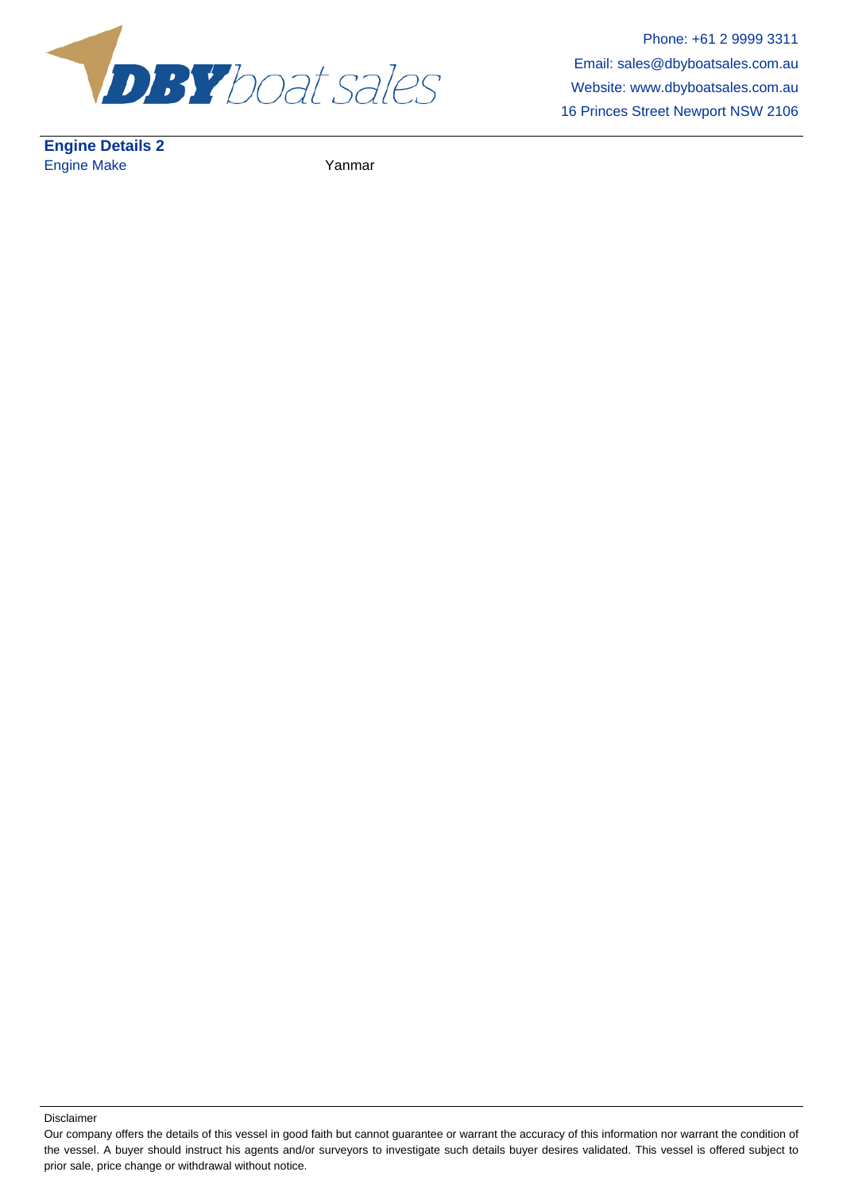## Engine Details 2

| | |
|---|---|
| Engine Make | Yanmar |

Disclaimer

Our company offers the details of this vessel in good faith but cannot guarantee or warrant the accuracy of this information nor warrant the condition of the vessel. A buyer should instruct his agents and/or surveyors to investigate such details buyer desires validated. This vessel is offered subject to prior sale, price change or withdrawal without notice.